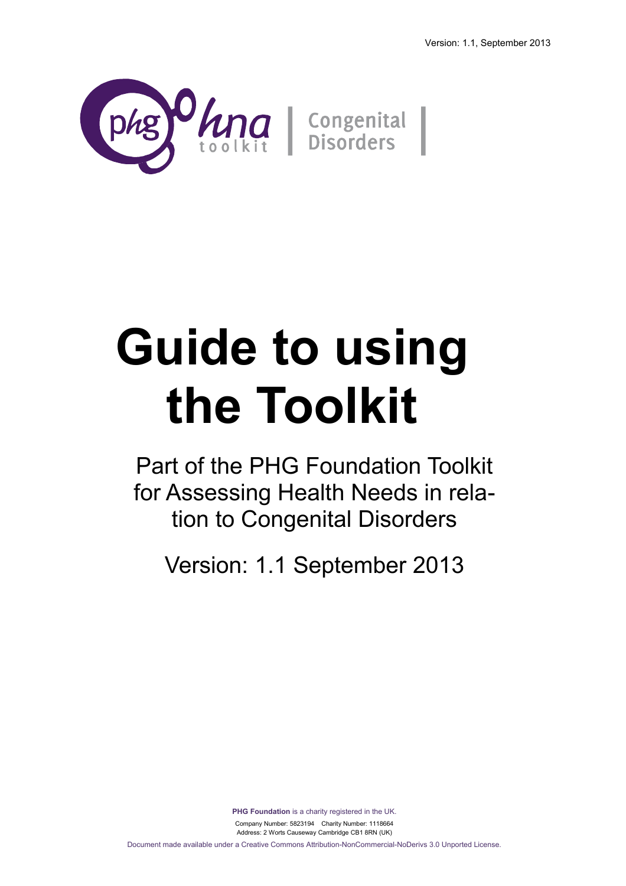Version: 1.1, September 2013

phg hna toolkit | Congenital Disorders

# Guide to using the Toolkit

Part of the PHG Foundation Toolkit for Assessing Health Needs in relation to Congenital Disorders

Version: 1.1 September 2013

**PHG Foundation** is a charity registered in the UK.

Company Number: 5823194 Charity Number: 1118664
Address: 2 Worts Causeway Cambridge CB1 8RN (UK)

Document made available under a Creative Commons Attribution-NonCommercial-NoDerivs 3.0 Unported License.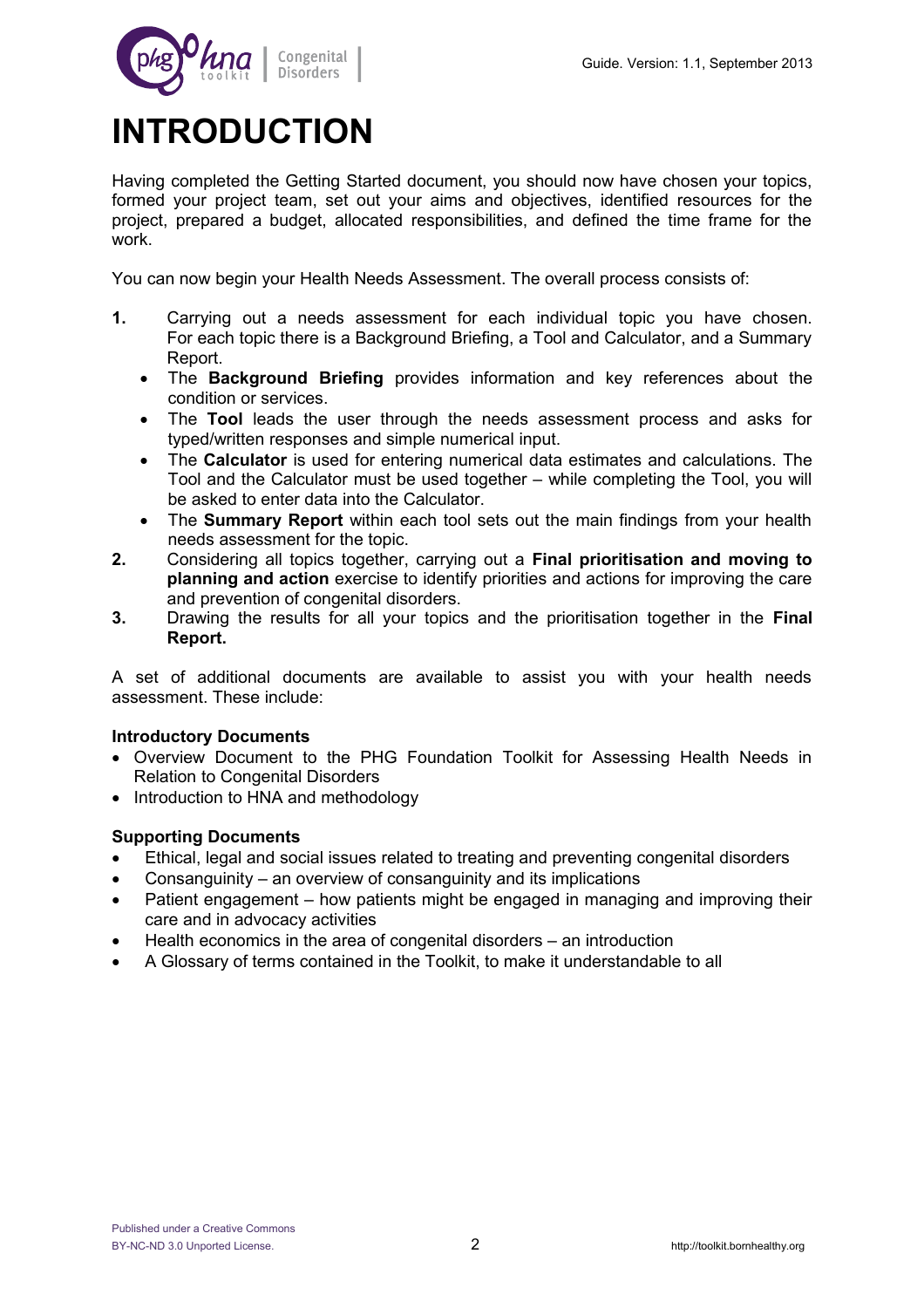# INTRODUCTION

Having completed the Getting Started document, you should now have chosen your topics, formed your project team, set out your aims and objectives, identified resources for the project, prepared a budget, allocated responsibilities, and defined the time frame for the work.

You can now begin your Health Needs Assessment. The overall process consists of:

1. Carrying out a needs assessment for each individual topic you have chosen. For each topic there is a Background Briefing, a Tool and Calculator, and a Summary Report.
   - The **Background Briefing** provides information and key references about the condition or services.
   - The **Tool** leads the user through the needs assessment process and asks for typed/written responses and simple numerical input.
   - The **Calculator** is used for entering numerical data estimates and calculations. The Tool and the Calculator must be used together – while completing the Tool, you will be asked to enter data into the Calculator.
   - The **Summary Report** within each tool sets out the main findings from your health needs assessment for the topic.
2. Considering all topics together, carrying out a **Final prioritisation and moving to planning and action** exercise to identify priorities and actions for improving the care and prevention of congenital disorders.
3. Drawing the results for all your topics and the prioritisation together in the **Final Report.**

A set of additional documents are available to assist you with your health needs assessment. These include:

**Introductory Documents**

- Overview Document to the PHG Foundation Toolkit for Assessing Health Needs in Relation to Congenital Disorders
- Introduction to HNA and methodology

**Supporting Documents**

- Ethical, legal and social issues related to treating and preventing congenital disorders
- Consanguinity – an overview of consanguinity and its implications
- Patient engagement – how patients might be engaged in managing and improving their care and in advocacy activities
- Health economics in the area of congenital disorders – an introduction
- A Glossary of terms contained in the Toolkit, to make it understandable to all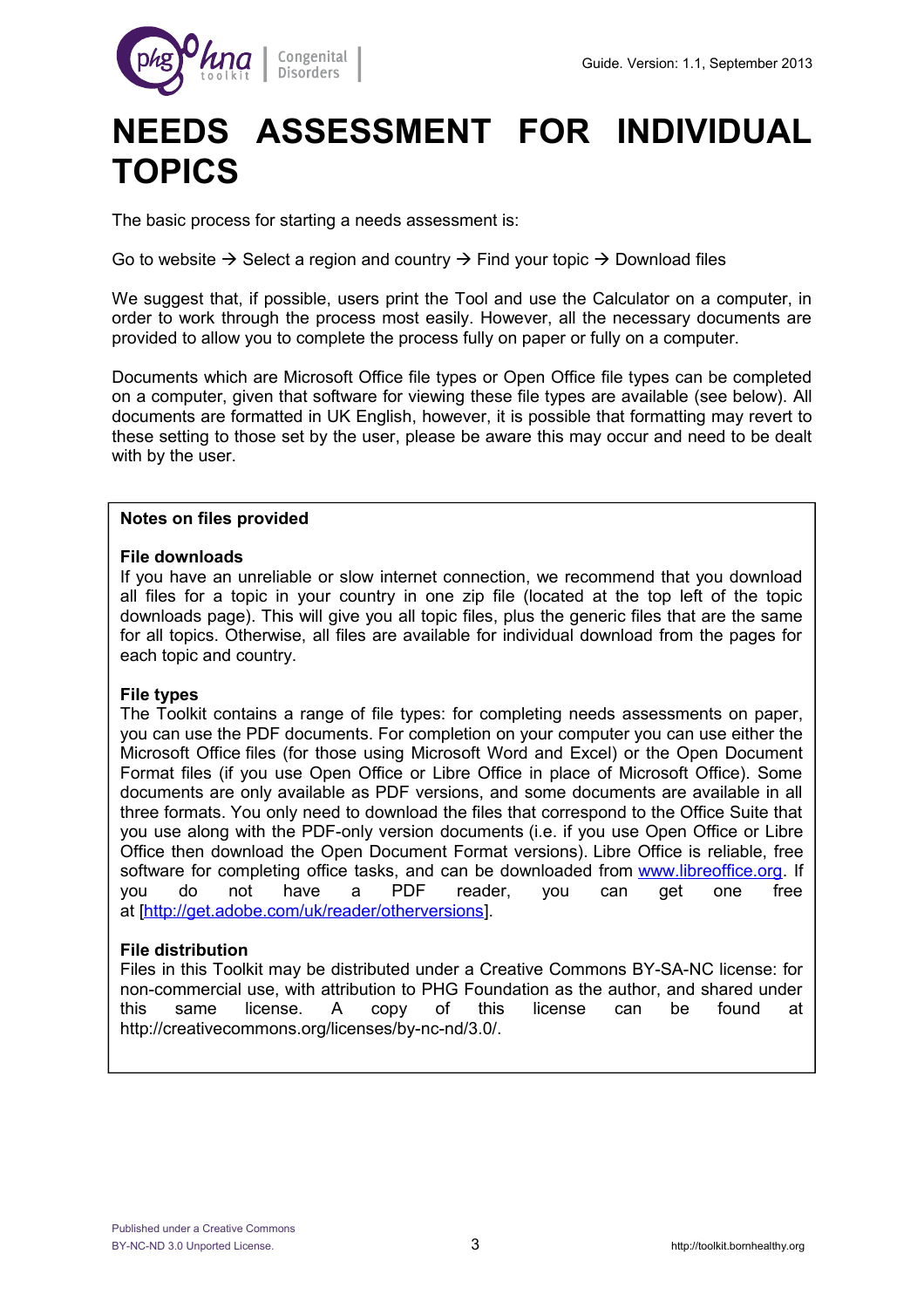# NEEDS ASSESSMENT FOR INDIVIDUAL TOPICS

The basic process for starting a needs assessment is:

Go to website → Select a region and country → Find your topic → Download files

We suggest that, if possible, users print the Tool and use the Calculator on a computer, in order to work through the process most easily. However, all the necessary documents are provided to allow you to complete the process fully on paper or fully on a computer.

Documents which are Microsoft Office file types or Open Office file types can be completed on a computer, given that software for viewing these file types are available (see below). All documents are formatted in UK English, however, it is possible that formatting may revert to these setting to those set by the user, please be aware this may occur and need to be dealt with by the user.

**Notes on files provided**

**File downloads**

If you have an unreliable or slow internet connection, we recommend that you download all files for a topic in your country in one zip file (located at the top left of the topic downloads page). This will give you all topic files, plus the generic files that are the same for all topics. Otherwise, all files are available for individual download from the pages for each topic and country.

**File types**

The Toolkit contains a range of file types: for completing needs assessments on paper, you can use the PDF documents. For completion on your computer you can use either the Microsoft Office files (for those using Microsoft Word and Excel) or the Open Document Format files (if you use Open Office or Libre Office in place of Microsoft Office). Some documents are only available as PDF versions, and some documents are available in all three formats. You only need to download the files that correspond to the Office Suite that you use along with the PDF-only version documents (i.e. if you use Open Office or Libre Office then download the Open Document Format versions). Libre Office is reliable, free software for completing office tasks, and can be downloaded from www.libreoffice.org. If you do not have a PDF reader, you can get one free at [http://get.adobe.com/uk/reader/otherversions].

**File distribution**

Files in this Toolkit may be distributed under a Creative Commons BY-SA-NC license: for non-commercial use, with attribution to PHG Foundation as the author, and shared under this same license. A copy of this license can be found at http://creativecommons.org/licenses/by-nc-nd/3.0/.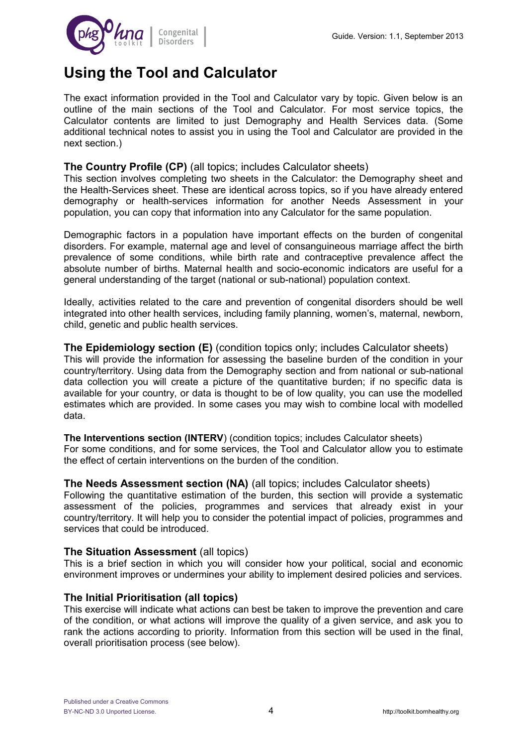# Using the Tool and Calculator

The exact information provided in the Tool and Calculator vary by topic. Given below is an outline of the main sections of the Tool and Calculator. For most service topics, the Calculator contents are limited to just Demography and Health Services data. (Some additional technical notes to assist you in using the Tool and Calculator are provided in the next section.)

**The Country Profile (CP)** (all topics; includes Calculator sheets)
This section involves completing two sheets in the Calculator: the Demography sheet and the Health-Services sheet. These are identical across topics, so if you have already entered demography or health-services information for another Needs Assessment in your population, you can copy that information into any Calculator for the same population.

Demographic factors in a population have important effects on the burden of congenital disorders. For example, maternal age and level of consanguineous marriage affect the birth prevalence of some conditions, while birth rate and contraceptive prevalence affect the absolute number of births. Maternal health and socio-economic indicators are useful for a general understanding of the target (national or sub-national) population context.

Ideally, activities related to the care and prevention of congenital disorders should be well integrated into other health services, including family planning, women's, maternal, newborn, child, genetic and public health services.

**The Epidemiology section (E)** (condition topics only; includes Calculator sheets)
This will provide the information for assessing the baseline burden of the condition in your country/territory. Using data from the Demography section and from national or sub-national data collection you will create a picture of the quantitative burden; if no specific data is available for your country, or data is thought to be of low quality, you can use the modelled estimates which are provided. In some cases you may wish to combine local with modelled data.

**The Interventions section (INTERV**) (condition topics; includes Calculator sheets)
For some conditions, and for some services, the Tool and Calculator allow you to estimate the effect of certain interventions on the burden of the condition.

**The Needs Assessment section (NA)** (all topics; includes Calculator sheets)
Following the quantitative estimation of the burden, this section will provide a systematic assessment of the policies, programmes and services that already exist in your country/territory. It will help you to consider the potential impact of policies, programmes and services that could be introduced.

**The Situation Assessment** (all topics)
This is a brief section in which you will consider how your political, social and economic environment improves or undermines your ability to implement desired policies and services.

**The Initial Prioritisation (all topics)**
This exercise will indicate what actions can best be taken to improve the prevention and care of the condition, or what actions will improve the quality of a given service, and ask you to rank the actions according to priority. Information from this section will be used in the final, overall prioritisation process (see below).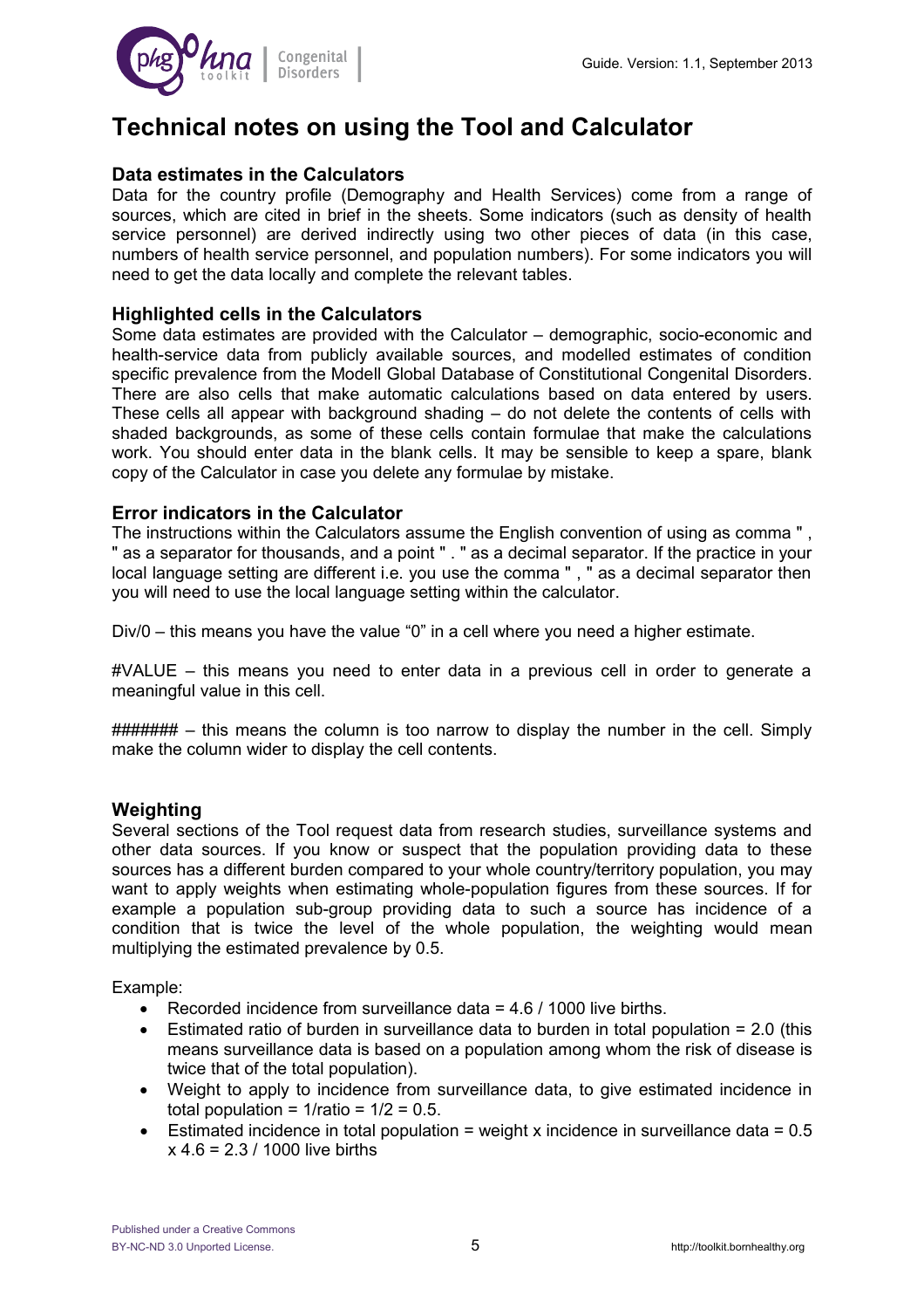# Technical notes on using the Tool and Calculator

### Data estimates in the Calculators

Data for the country profile (Demography and Health Services) come from a range of sources, which are cited in brief in the sheets. Some indicators (such as density of health service personnel) are derived indirectly using two other pieces of data (in this case, numbers of health service personnel, and population numbers). For some indicators you will need to get the data locally and complete the relevant tables.

### Highlighted cells in the Calculators

Some data estimates are provided with the Calculator – demographic, socio-economic and health-service data from publicly available sources, and modelled estimates of condition specific prevalence from the Modell Global Database of Constitutional Congenital Disorders. There are also cells that make automatic calculations based on data entered by users. These cells all appear with background shading – do not delete the contents of cells with shaded backgrounds, as some of these cells contain formulae that make the calculations work. You should enter data in the blank cells. It may be sensible to keep a spare, blank copy of the Calculator in case you delete any formulae by mistake.

### Error indicators in the Calculator

The instructions within the Calculators assume the English convention of using as comma " , " as a separator for thousands, and a point " . " as a decimal separator. If the practice in your local language setting are different i.e. you use the comma " , " as a decimal separator then you will need to use the local language setting within the calculator.

Div/0 – this means you have the value “0” in a cell where you need a higher estimate.

#VALUE – this means you need to enter data in a previous cell in order to generate a meaningful value in this cell.

####### – this means the column is too narrow to display the number in the cell. Simply make the column wider to display the cell contents.

### Weighting

Several sections of the Tool request data from research studies, surveillance systems and other data sources. If you know or suspect that the population providing data to these sources has a different burden compared to your whole country/territory population, you may want to apply weights when estimating whole-population figures from these sources. If for example a population sub-group providing data to such a source has incidence of a condition that is twice the level of the whole population, the weighting would mean multiplying the estimated prevalence by 0.5.

Example:

- Recorded incidence from surveillance data = 4.6 / 1000 live births.
- Estimated ratio of burden in surveillance data to burden in total population = 2.0 (this means surveillance data is based on a population among whom the risk of disease is twice that of the total population).
- Weight to apply to incidence from surveillance data, to give estimated incidence in total population = 1/ratio = 1/2 = 0.5.
- Estimated incidence in total population = weight x incidence in surveillance data = 0.5 x 4.6 = 2.3 / 1000 live births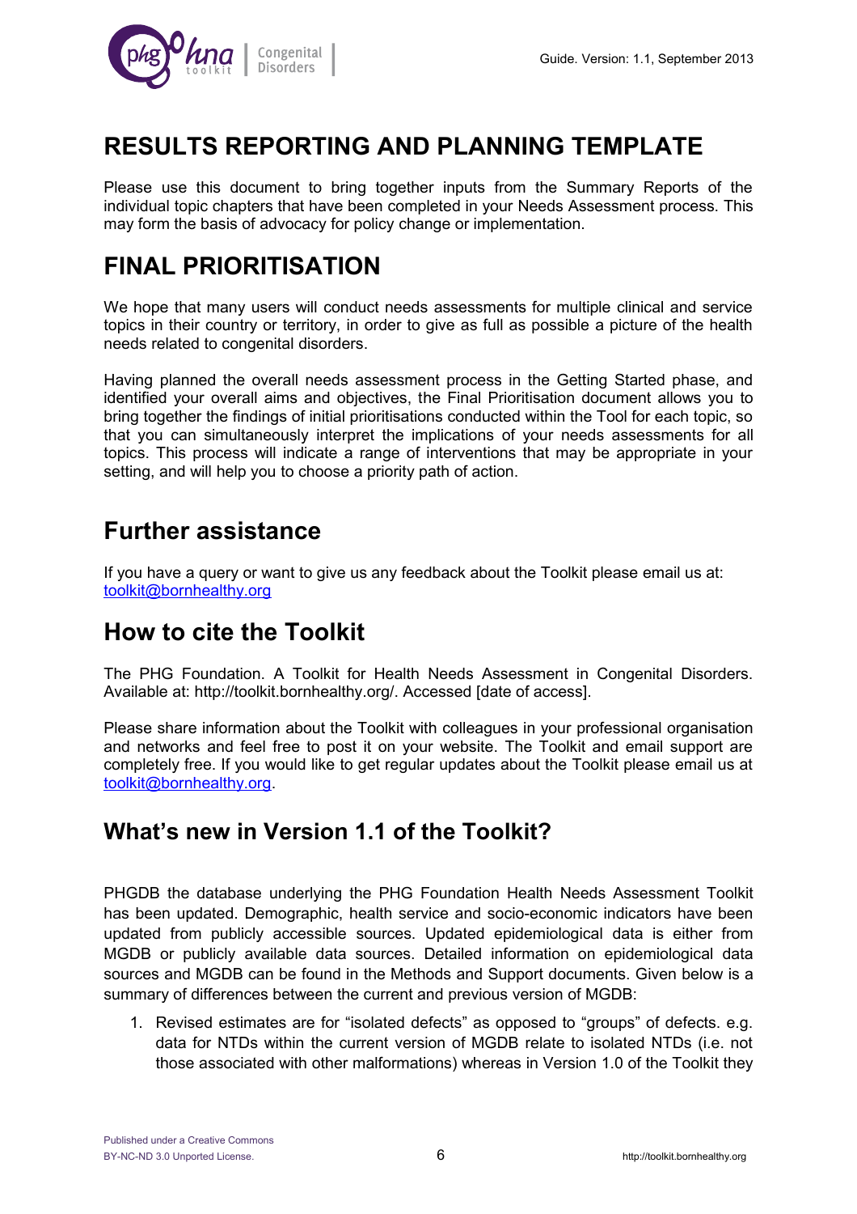# RESULTS REPORTING AND PLANNING TEMPLATE

Please use this document to bring together inputs from the Summary Reports of the individual topic chapters that have been completed in your Needs Assessment process. This may form the basis of advocacy for policy change or implementation.

# FINAL PRIORITISATION

We hope that many users will conduct needs assessments for multiple clinical and service topics in their country or territory, in order to give as full as possible a picture of the health needs related to congenital disorders.

Having planned the overall needs assessment process in the Getting Started phase, and identified your overall aims and objectives, the Final Prioritisation document allows you to bring together the findings of initial prioritisations conducted within the Tool for each topic, so that you can simultaneously interpret the implications of your needs assessments for all topics. This process will indicate a range of interventions that may be appropriate in your setting, and will help you to choose a priority path of action.

## Further assistance

If you have a query or want to give us any feedback about the Toolkit please email us at: toolkit@bornhealthy.org

## How to cite the Toolkit

The PHG Foundation. A Toolkit for Health Needs Assessment in Congenital Disorders. Available at: http://toolkit.bornhealthy.org/. Accessed [date of access].

Please share information about the Toolkit with colleagues in your professional organisation and networks and feel free to post it on your website. The Toolkit and email support are completely free. If you would like to get regular updates about the Toolkit please email us at toolkit@bornhealthy.org.

## What's new in Version 1.1 of the Toolkit?

PHGDB the database underlying the PHG Foundation Health Needs Assessment Toolkit has been updated. Demographic, health service and socio-economic indicators have been updated from publicly accessible sources. Updated epidemiological data is either from MGDB or publicly available data sources. Detailed information on epidemiological data sources and MGDB can be found in the Methods and Support documents. Given below is a summary of differences between the current and previous version of MGDB:

1. Revised estimates are for "isolated defects" as opposed to "groups" of defects. e.g. data for NTDs within the current version of MGDB relate to isolated NTDs (i.e. not those associated with other malformations) whereas in Version 1.0 of the Toolkit they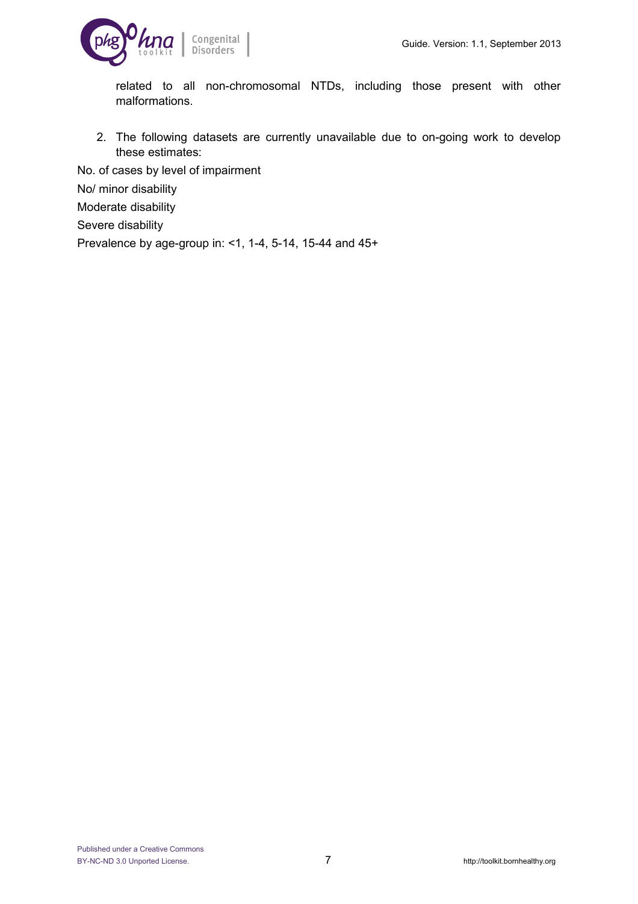related to all non-chromosomal NTDs, including those present with other malformations.

2. The following datasets are currently unavailable due to on-going work to develop these estimates:

No. of cases by level of impairment

No/ minor disability

Moderate disability

Severe disability

Prevalence by age-group in: <1, 1-4, 5-14, 15-44 and 45+